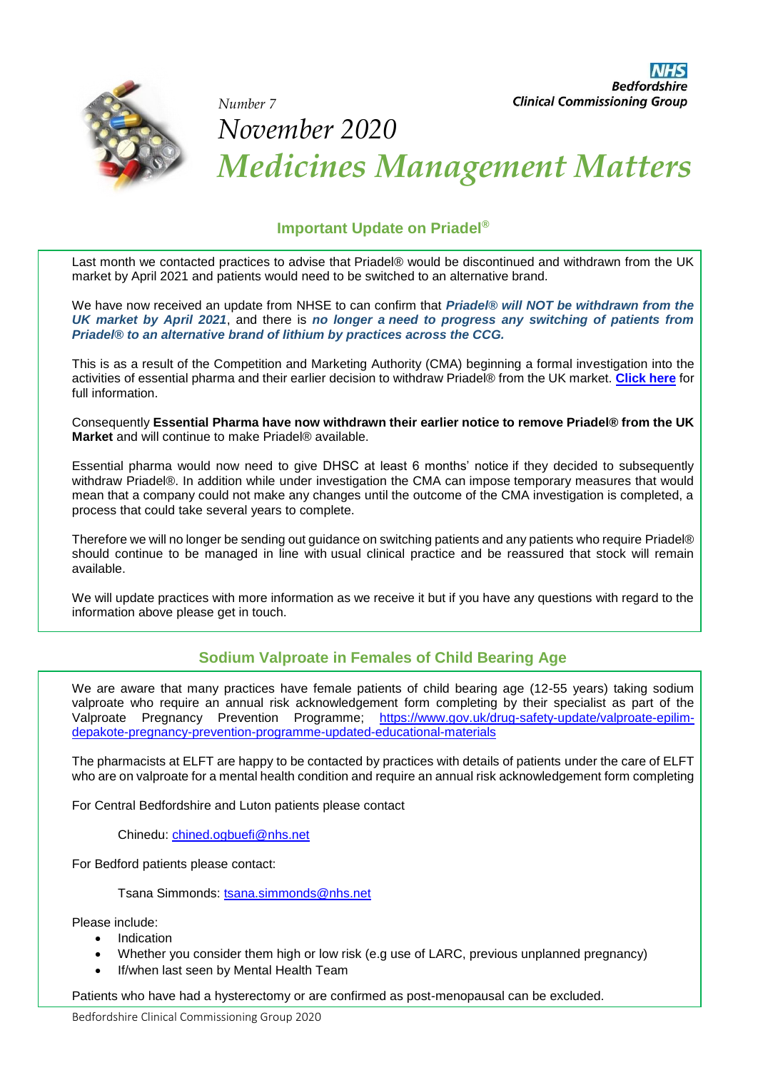NHS Bedfordshire Clinical Commissioning Group

*Number 7*

*November 2020*

# *Medicines Management Matters*

## Important Update on Priadel®

Last month we contacted practices to advise that Priadel® would be discontinued and withdrawn from the UK market by April 2021 and patients would need to be switched to an alternative brand.

We have now received an update from NHSE to can confirm that ***Priadel® will NOT be withdrawn from the UK market by April 2021***, and there is ***no longer a need to progress any switching of patients from Priadel® to an alternative brand of lithium by practices across the CCG.***

This is as a result of the Competition and Marketing Authority (CMA) beginning a formal investigation into the activities of essential pharma and their earlier decision to withdraw Priadel® from the UK market. **Click here** for full information.

Consequently **Essential Pharma have now withdrawn their earlier notice to remove Priadel® from the UK Market** and will continue to make Priadel® available.

Essential pharma would now need to give DHSC at least 6 months' notice if they decided to subsequently withdraw Priadel®. In addition while under investigation the CMA can impose temporary measures that would mean that a company could not make any changes until the outcome of the CMA investigation is completed, a process that could take several years to complete.

Therefore we will no longer be sending out guidance on switching patients and any patients who require Priadel® should continue to be managed in line with usual clinical practice and be reassured that stock will remain available.

We will update practices with more information as we receive it but if you have any questions with regard to the information above please get in touch.

## Sodium Valproate in Females of Child Bearing Age

We are aware that many practices have female patients of child bearing age (12-55 years) taking sodium valproate who require an annual risk acknowledgement form completing by their specialist as part of the Valproate Pregnancy Prevention Programme; https://www.gov.uk/drug-safety-update/valproate-epilim-depakote-pregnancy-prevention-programme-updated-educational-materials

The pharmacists at ELFT are happy to be contacted by practices with details of patients under the care of ELFT who are on valproate for a mental health condition and require an annual risk acknowledgement form completing

For Central Bedfordshire and Luton patients please contact

Chinedu: chined.ogbuefi@nhs.net

For Bedford patients please contact:

Tsana Simmonds: tsana.simmonds@nhs.net

Please include:

- Indication
- Whether you consider them high or low risk (e.g use of LARC, previous unplanned pregnancy)
- If/when last seen by Mental Health Team

Patients who have had a hysterectomy or are confirmed as post-menopausal can be excluded.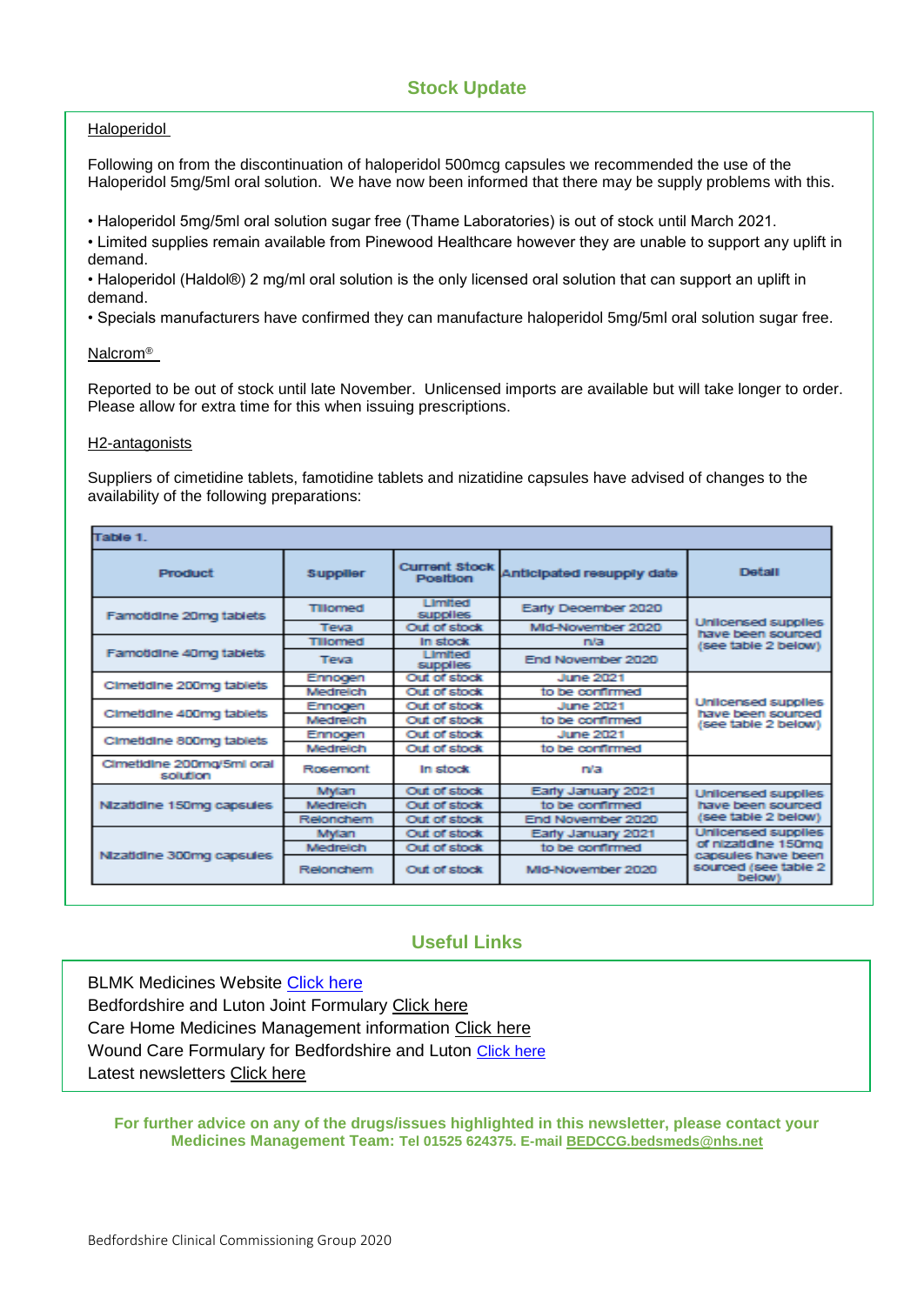## Stock Update

Haloperidol

Following on from the discontinuation of haloperidol 500mcg capsules we recommended the use of the Haloperidol 5mg/5ml oral solution. We have now been informed that there may be supply problems with this.

- Haloperidol 5mg/5ml oral solution sugar free (Thame Laboratories) is out of stock until March 2021.
- Limited supplies remain available from Pinewood Healthcare however they are unable to support any uplift in demand.
- Haloperidol (Haldol®) 2 mg/ml oral solution is the only licensed oral solution that can support an uplift in demand.
- Specials manufacturers have confirmed they can manufacture haloperidol 5mg/5ml oral solution sugar free.

Nalcrom®

Reported to be out of stock until late November. Unlicensed imports are available but will take longer to order. Please allow for extra time for this when issuing prescriptions.

H2-antagonists

Suppliers of cimetidine tablets, famotidine tablets and nizatidine capsules have advised of changes to the availability of the following preparations:

Table 1.

| Product | Supplier | Current Stock Position | Anticipated resupply date | Detail |
|---|---|---|---|---|
| Famotidine 20mg tablets | Tillomed | Limited supplies | Early December 2020 | Unlicensed supplies have been sourced (see table 2 below) |
| | Teva | Out of stock | Mid-November 2020 | |
| Famotidine 40mg tablets | Tillomed | In stock | n/a | |
| | Teva | Limited supplies | End November 2020 | |
| Cimetidine 200mg tablets | Ennogen | Out of stock | June 2021 | Unlicensed supplies have been sourced (see table 2 below) |
| | Medreich | Out of stock | to be confirmed | |
| Cimetidine 400mg tablets | Ennogen | Out of stock | June 2021 | |
| | Medreich | Out of stock | to be confirmed | |
| Cimetidine 800mg tablets | Ennogen | Out of stock | June 2021 | |
| | Medreich | Out of stock | to be confirmed | |
| Cimetidine 200mg/5ml oral solution | Rosemont | In stock | n/a | |
| Nizatidine 150mg capsules | Mylan | Out of stock | Early January 2021 | Unlicensed supplies have been sourced (see table 2 below) |
| | Medreich | Out of stock | to be confirmed | |
| | Relonchem | Out of stock | End November 2020 | |
| Nizatidine 300mg capsules | Mylan | Out of stock | Early January 2021 | Unlicensed supplies of nizatidine 150mg capsules have been sourced (see table 2 below) |
| | Medreich | Out of stock | to be confirmed | |
| | Relonchem | Out of stock | Mid-November 2020 | |

## Useful Links

BLMK Medicines Website Click here
Bedfordshire and Luton Joint Formulary Click here
Care Home Medicines Management information Click here
Wound Care Formulary for Bedfordshire and Luton Click here
Latest newsletters Click here

**For further advice on any of the drugs/issues highlighted in this newsletter, please contact your Medicines Management Team: Tel 01525 624375. E-mail BEDCCG.bedsmeds@nhs.net**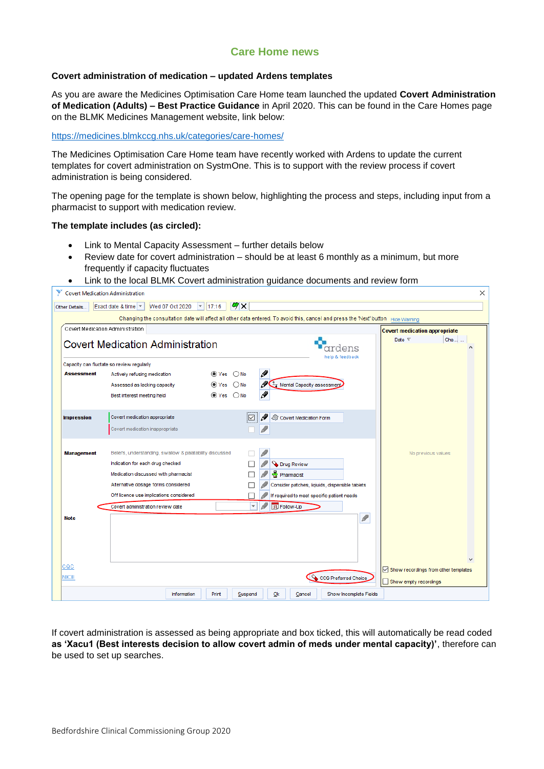## Care Home news

### Covert administration of medication – updated Ardens templates

As you are aware the Medicines Optimisation Care Home team launched the updated **Covert Administration of Medication (Adults) – Best Practice Guidance** in April 2020. This can be found in the Care Homes page on the BLMK Medicines Management website, link below:

https://medicines.blmkccg.nhs.uk/categories/care-homes/

The Medicines Optimisation Care Home team have recently worked with Ardens to update the current templates for covert administration on SystmOne. This is to support with the review process if covert administration is being considered.

The opening page for the template is shown below, highlighting the process and steps, including input from a pharmacist to support with medication review.

**The template includes (as circled):**

- Link to Mental Capacity Assessment – further details below
- Review date for covert administration – should be at least 6 monthly as a minimum, but more frequently if capacity fluctuates
- Link to the local BLMK Covert administration guidance documents and review form

If covert administration is assessed as being appropriate and box ticked, this will automatically be read coded **as 'Xacu1 (Best interests decision to allow covert admin of meds under mental capacity)'**, therefore can be used to set up searches.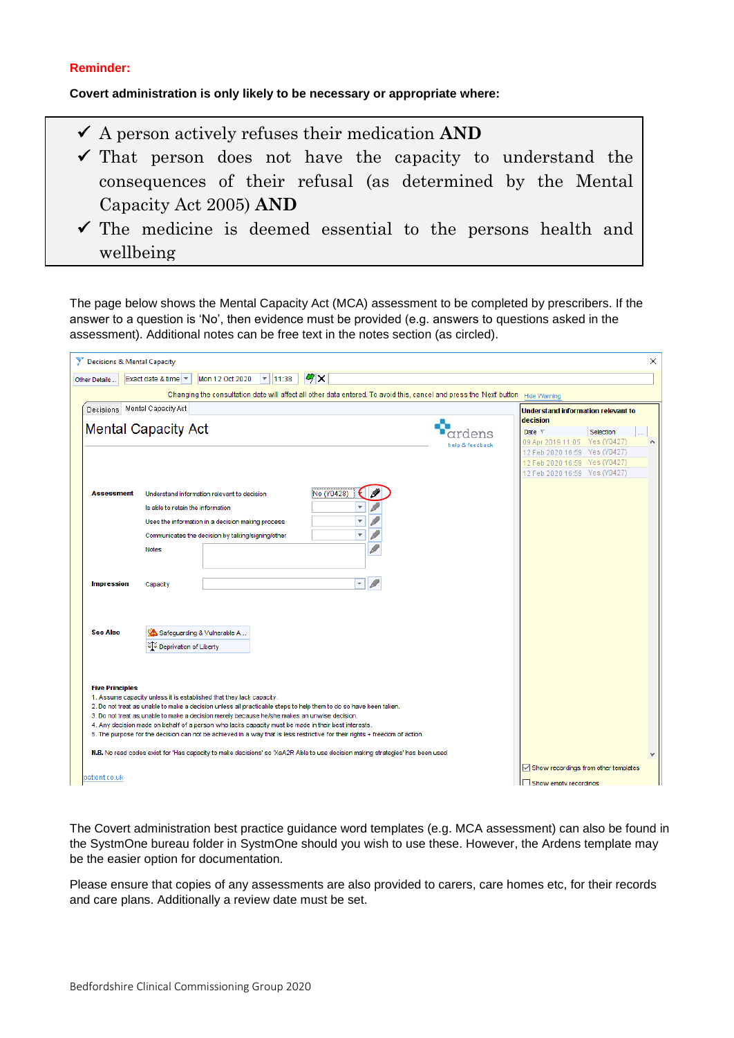**Reminder:**

**Covert administration is only likely to be necessary or appropriate where:**

- ✓ A person actively refuses their medication **AND**
- ✓ That person does not have the capacity to understand the consequences of their refusal (as determined by the Mental Capacity Act 2005) **AND**
- ✓ The medicine is deemed essential to the persons health and wellbeing

The page below shows the Mental Capacity Act (MCA) assessment to be completed by prescribers. If the answer to a question is 'No', then evidence must be provided (e.g. answers to questions asked in the assessment). Additional notes can be free text in the notes section (as circled).

Decisions & Mental Capacity

Other Details... Exact date & time Mon 12 Oct 2020 11:38

Changing the consultation date will affect all other data entered. To avoid this, cancel and press the 'Next' button Hide Warning

Decisions Mental Capacity Act

Mental Capacity Act

ardens help & feedback

**Assessment**

Understand information relevant to decision No (Y0428)

Is able to retain the information

Uses the information in a decision making process

Communicates the decision by talking/signing/other

Notes

**Impression**

Capacity

**See Also**

Safeguarding & Vulnerable A...

Deprivation of Liberty

**Five Principles**

1. Assume capacity unless it is established that they lack capacity.
2. Do not treat as unable to make a decision unless all practicable steps to help them to do so have been taken.
3. Do not treat as unable to make a decision merely because he/she makes an unwise decision.
4. Any decision made on behalf of a person who lacks capacity must be made in their best interests.
5. The purpose for the decision can not be achieved in a way that is less restrictive for their rights + freedom of action.

**N.B.** No read codes exist for 'Has capacity to make decisions' so 'XaA2R Able to use decision making strategies' has been used

patient.co.uk

**Understand information relevant to decision**

| Date | Selection |
|---|---|
| 09 Apr 2019 11:05 | Yes (Y0427) |
| 12 Feb 2020 16:59 | Yes (Y0427) |
| 12 Feb 2020 16:59 | Yes (Y0427) |
| 12 Feb 2020 16:59 | Yes (Y0427) |

Show recordings from other templates

Show empty recordings

The Covert administration best practice guidance word templates (e.g. MCA assessment) can also be found in the SystmOne bureau folder in SystmOne should you wish to use these. However, the Ardens template may be the easier option for documentation.

Please ensure that copies of any assessments are also provided to carers, care homes etc, for their records and care plans. Additionally a review date must be set.